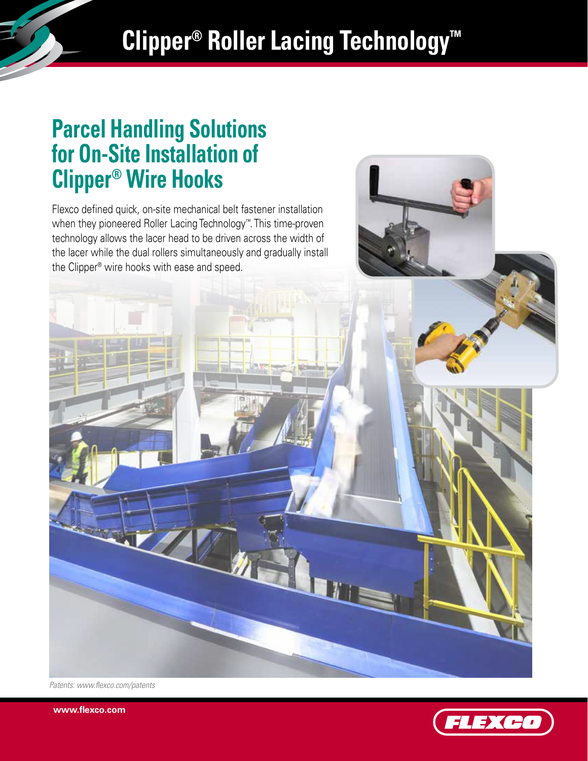# Clipper® Roller Lacing Technology™

## Parcel Handling Solutions for On-Site Installation of Clipper® Wire Hooks

Flexco defined quick, on-site mechanical belt fastener installation when they pioneered Roller Lacing Technology™. This time-proven technology allows the lacer head to be driven across the width of the lacer while the dual rollers simultaneously and gradually install the Clipper® wire hooks with ease and speed.

*Patents: www.flexco.com/patents*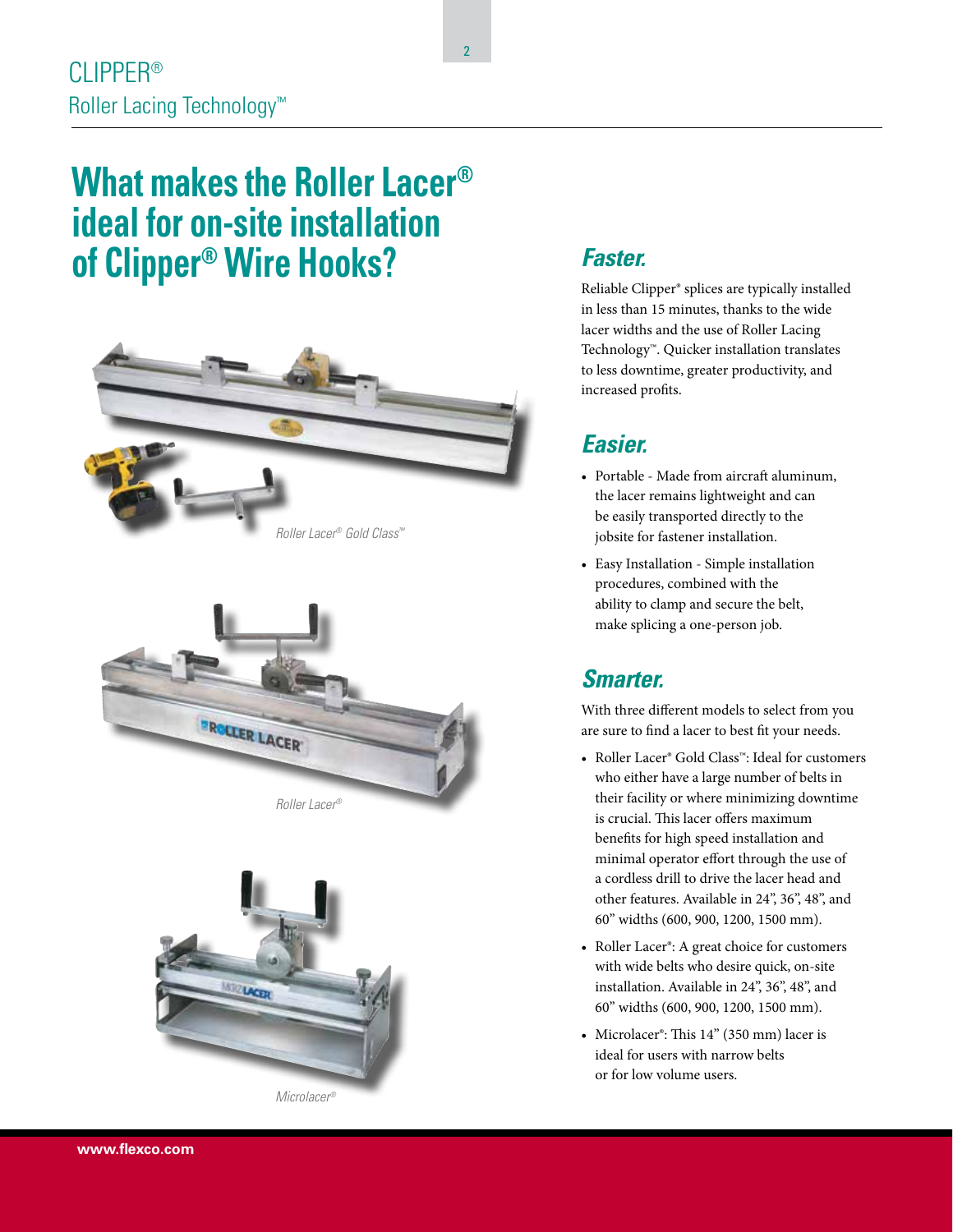# What makes the Roller Lacer® ideal for on-site installation of Clipper® Wire Hooks?

Roller Lacer® Gold Class™

Roller Lacer®

Microlacer®

## *Faster.*

Reliable Clipper® splices are typically installed in less than 15 minutes, thanks to the wide lacer widths and the use of Roller Lacing Technology™. Quicker installation translates to less downtime, greater productivity, and increased profits.

## *Easier.*

- Portable - Made from aircraft aluminum, the lacer remains lightweight and can be easily transported directly to the jobsite for fastener installation.
- Easy Installation - Simple installation procedures, combined with the ability to clamp and secure the belt, make splicing a one-person job.

## *Smarter.*

With three different models to select from you are sure to find a lacer to best fit your needs.

- Roller Lacer® Gold Class™: Ideal for customers who either have a large number of belts in their facility or where minimizing downtime is crucial. This lacer offers maximum benefits for high speed installation and minimal operator effort through the use of a cordless drill to drive the lacer head and other features. Available in 24", 36", 48", and 60" widths (600, 900, 1200, 1500 mm).
- Roller Lacer®: A great choice for customers with wide belts who desire quick, on-site installation. Available in 24", 36", 48", and 60" widths (600, 900, 1200, 1500 mm).
- Microlacer®: This 14" (350 mm) lacer is ideal for users with narrow belts or for low volume users.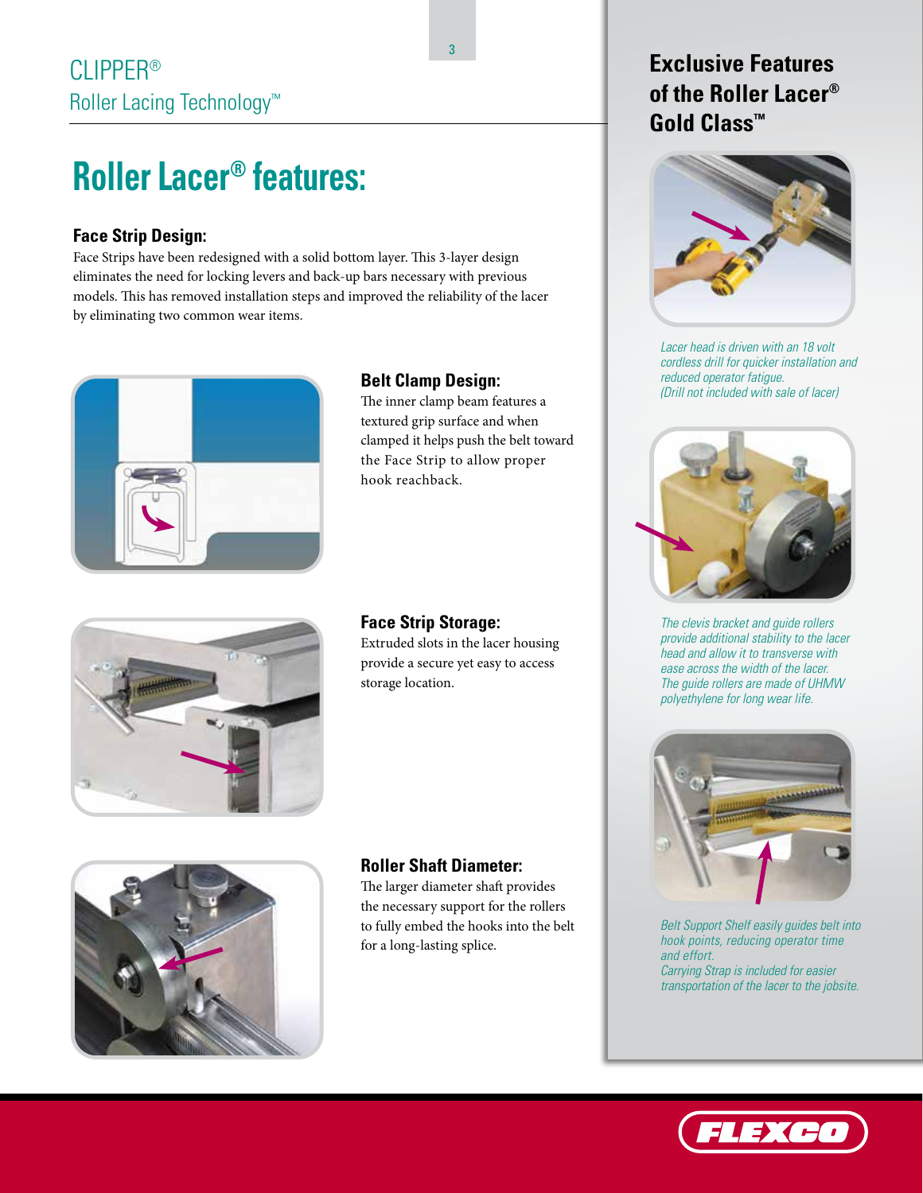CLIPPER®
Roller Lacing Technology™

# Roller Lacer® features:

### Face Strip Design:

Face Strips have been redesigned with a solid bottom layer. This 3-layer design eliminates the need for locking levers and back-up bars necessary with previous models. This has removed installation steps and improved the reliability of the lacer by eliminating two common wear items.

### Belt Clamp Design:

The inner clamp beam features a textured grip surface and when clamped it helps push the belt toward the Face Strip to allow proper hook reachback.

### Face Strip Storage:

Extruded slots in the lacer housing provide a secure yet easy to access storage location.

### Roller Shaft Diameter:

The larger diameter shaft provides the necessary support for the rollers to fully embed the hooks into the belt for a long-lasting splice.

## Exclusive Features of the Roller Lacer® Gold Class™

*Lacer head is driven with an 18 volt cordless drill for quicker installation and reduced operator fatigue. (Drill not included with sale of lacer)*

*The clevis bracket and guide rollers provide additional stability to the lacer head and allow it to transverse with ease across the width of the lacer. The guide rollers are made of UHMW polyethylene for long wear life.*

*Belt Support Shelf easily guides belt into hook points, reducing operator time and effort. Carrying Strap is included for easier transportation of the lacer to the jobsite.*

FLEXCO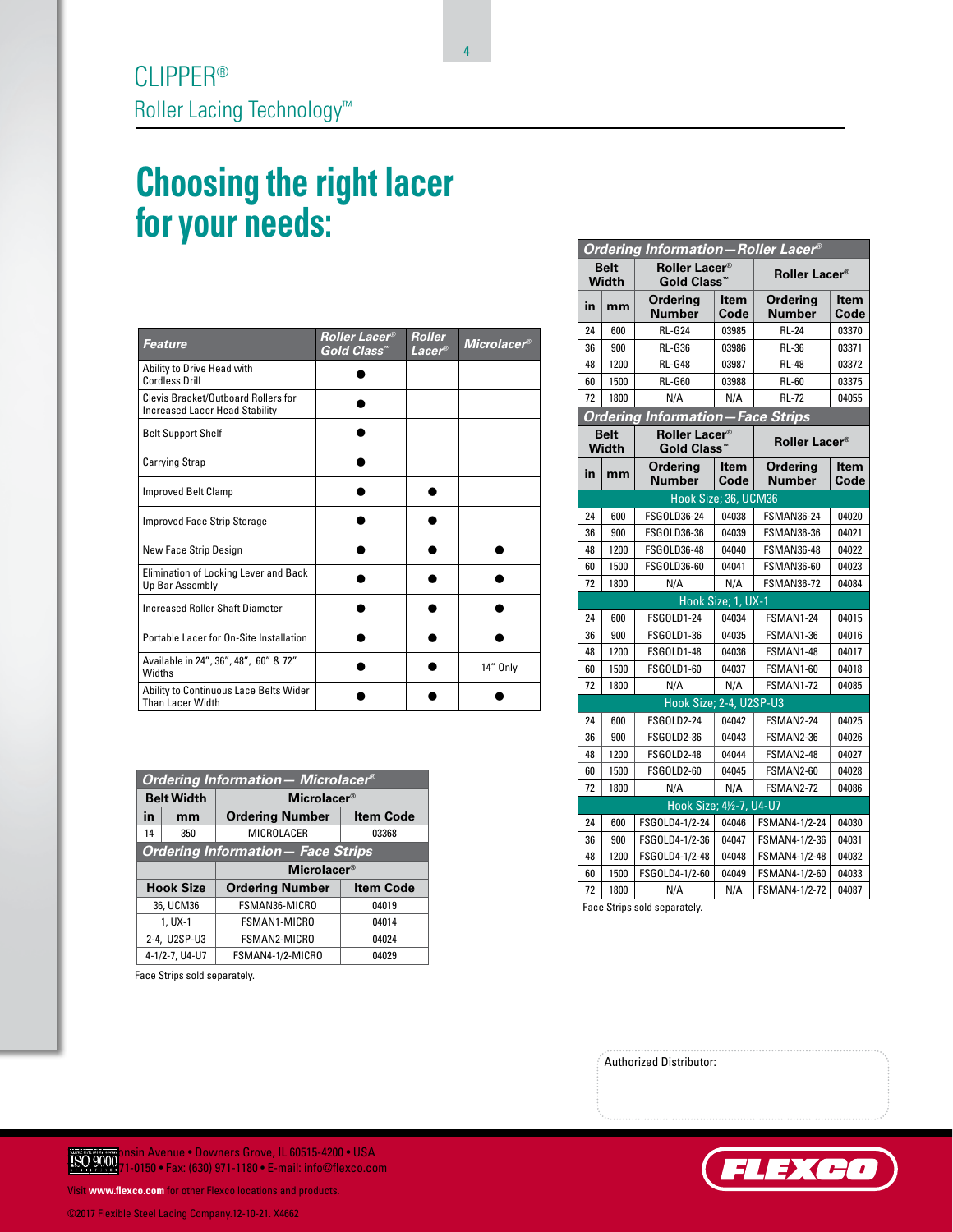# CLIPPER®

## Roller Lacing Technology™

# Choosing the right lacer for your needs:

| Feature | Roller Lacer® Gold Class™ | Roller Lacer® | Microlacer® |
|---|---|---|---|
| Ability to Drive Head with Cordless Drill | ● | | |
| Clevis Bracket/Outboard Rollers for Increased Lacer Head Stability | ● | | |
| Belt Support Shelf | ● | | |
| Carrying Strap | ● | | |
| Improved Belt Clamp | ● | ● | |
| Improved Face Strip Storage | ● | ● | |
| New Face Strip Design | ● | ● | ● |
| Elimination of Locking Lever and Back Up Bar Assembly | ● | ● | ● |
| Increased Roller Shaft Diameter | ● | ● | ● |
| Portable Lacer for On-Site Installation | ● | ● | ● |
| Available in 24", 36", 48", 60" & 72" Widths | ● | ● | 14" Only |
| Ability to Continuous Lace Belts Wider Than Lacer Width | ● | ● | ● |

### Ordering Information — Microlacer®

| Belt Width | | Microlacer® | |
|---|---|---|---|
| in | mm | Ordering Number | Item Code |
| 14 | 350 | MICROLACER | 03368 |

### Ordering Information — Face Strips

| | Microlacer® | |
|---|---|---|
| Hook Size | Ordering Number | Item Code |
| 36, UCM36 | FSMAN36-MICRO | 04019 |
| 1, UX-1 | FSMAN1-MICRO | 04014 |
| 2-4, U2SP-U3 | FSMAN2-MICRO | 04024 |
| 4-1/2-7, U4-U7 | FSMAN4-1/2-MICRO | 04029 |

Face Strips sold separately.

### Ordering Information — Roller Lacer®

| Belt Width | | Roller Lacer® Gold Class™ | | Roller Lacer® | |
|---|---|---|---|---|---|
| in | mm | Ordering Number | Item Code | Ordering Number | Item Code |
| 24 | 600 | RL-G24 | 03985 | RL-24 | 03370 |
| 36 | 900 | RL-G36 | 03986 | RL-36 | 03371 |
| 48 | 1200 | RL-G48 | 03987 | RL-48 | 03372 |
| 60 | 1500 | RL-G60 | 03988 | RL-60 | 03375 |
| 72 | 1800 | N/A | N/A | RL-72 | 04055 |

### Ordering Information — Face Strips

| Belt Width | | Roller Lacer® Gold Class™ | | Roller Lacer® | |
|---|---|---|---|---|---|
| in | mm | Ordering Number | Item Code | Ordering Number | Item Code |
| Hook Size; 36, UCM36 | | | | | |
| 24 | 600 | FSGOLD36-24 | 04038 | FSMAN36-24 | 04020 |
| 36 | 900 | FSGOLD36-36 | 04039 | FSMAN36-36 | 04021 |
| 48 | 1200 | FSGOLD36-48 | 04040 | FSMAN36-48 | 04022 |
| 60 | 1500 | FSGOLD36-60 | 04041 | FSMAN36-60 | 04023 |
| 72 | 1800 | N/A | N/A | FSMAN36-72 | 04084 |
| Hook Size; 1, UX-1 | | | | | |
| 24 | 600 | FSGOLD1-24 | 04034 | FSMAN1-24 | 04015 |
| 36 | 900 | FSGOLD1-36 | 04035 | FSMAN1-36 | 04016 |
| 48 | 1200 | FSGOLD1-48 | 04036 | FSMAN1-48 | 04017 |
| 60 | 1500 | FSGOLD1-60 | 04037 | FSMAN1-60 | 04018 |
| 72 | 1800 | N/A | N/A | FSMAN1-72 | 04085 |
| Hook Size; 2-4, U2SP-U3 | | | | | |
| 24 | 600 | FSGOLD2-24 | 04042 | FSMAN2-24 | 04025 |
| 36 | 900 | FSGOLD2-36 | 04043 | FSMAN2-36 | 04026 |
| 48 | 1200 | FSGOLD2-48 | 04044 | FSMAN2-48 | 04027 |
| 60 | 1500 | FSGOLD2-60 | 04045 | FSMAN2-60 | 04028 |
| 72 | 1800 | N/A | N/A | FSMAN2-72 | 04086 |
| Hook Size; 4½-7, U4-U7 | | | | | |
| 24 | 600 | FSGOLD4-1/2-24 | 04046 | FSMAN4-1/2-24 | 04030 |
| 36 | 900 | FSGOLD4-1/2-36 | 04047 | FSMAN4-1/2-36 | 04031 |
| 48 | 1200 | FSGOLD4-1/2-48 | 04048 | FSMAN4-1/2-48 | 04032 |
| 60 | 1500 | FSGOLD4-1/2-60 | 04049 | FSMAN4-1/2-60 | 04033 |
| 72 | 1800 | N/A | N/A | FSMAN4-1/2-72 | 04087 |

Face Strips sold separately.

Authorized Distributor:

...nsin Avenue • Downers Grove, IL 60515-4200 • USA
...1-0150 • Fax: (630) 971-1180 • E-mail: info@flexco.com

Visit **www.flexco.com** for other Flexco locations and products.

©2017 Flexible Steel Lacing Company 12-10-21. X4662